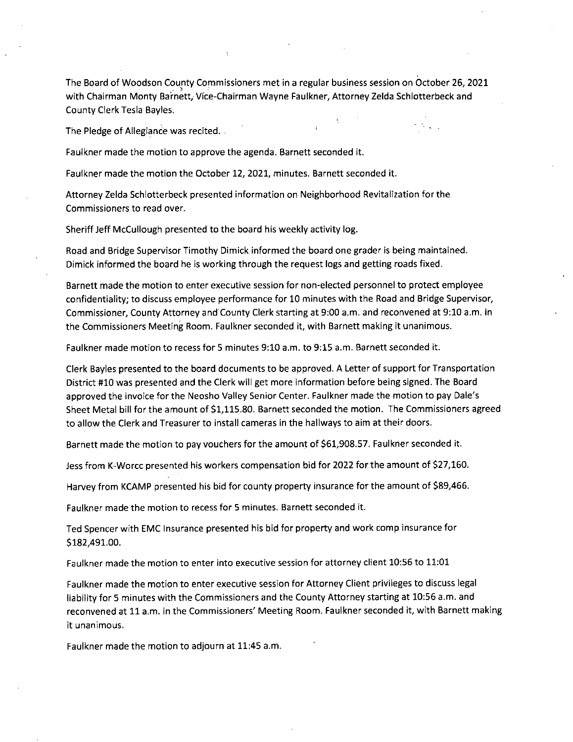The Board of Woodson County Commissioners met in a regular business session on October 26, 2021 with Chairman Monty Barnett, Vice-Chairman Wayne Faulkner, Attorney Zelda Schlotterbeck and County Clerk Tesla Bayles.

The Pledge of Allegiance was recited.

Faulkner made the motion to approve the agenda. Barnett seconded it.

Faulkner made the motion the October 12, 2021, minutes. Barnett seconded it.

Attorney Zelda Schlotterbeck presented information on Neighborhood Revitalization for the Commissioners to read over.

Sheriff Jeff McCullough presented to the board his weekly activity log.

Road and Bridge Supervisor Timothy Dimick informed the board one grader is being maintained. Dimick informed the board he is working through the request logs and getting roads fixed.

Barnett made the motion to enter executive session for non-elected personnel to protect employee confidentiality; to discuss employee performance for 10 minutes with the Road and Bridge Supervisor, Commissioner, County Attorney and County Clerk starting at 9:00 a.m. and reconvened at 9:10 a.m. in the Commissioners Meeting Room. Faulkner seconded it, with Barnett making it unanimous.

Faulkner made motion to recess for 5 minutes 9:10 a.m. to 9:15 a.m. Barnett seconded it.

Clerk Bayles presented to the board documents to be approved. A Letter of support for Transportation District #10 was presented and the Clerk will get more information before being signed. The Board approved the invoice for the Neosho Valley Senior Center. Faulkner made the motion to pay Dale's Sheet Metal bill for the amount of $1,115.80. Barnett seconded the motion. The Commissioners agreed to allow the Clerk and Treasurer to install cameras in the hallways to aim at their doors.

Barnett made the motion to pay vouchers for the amount of $61,908.57. Faulkner seconded it.

Jess from K-Worcc presented his workers compensation bid for 2022 for the amount of $27,160.

Harvey from KCAMP presented his bid for county property insurance for the amount of $89,466.

Faulkner made the motion to recess for 5 minutes. Barnett seconded it.

Ted Spencer with EMC Insurance presented his bid for property and work comp insurance for $182,491.00.

Faulkner made the motion to enter into executive session for attorney client 10:56 to 11:01

Faulkner made the motion to enter executive session for Attorney Client privileges to discuss legal liability for 5 minutes with the Commissioners and the County Attorney starting at 10:56 a.m. and reconvened at 11 a.m. in the Commissioners' Meeting Room. Faulkner seconded it, with Barnett making it unanimous.

Faulkner made the motion to adjourn at 11:45 a.m.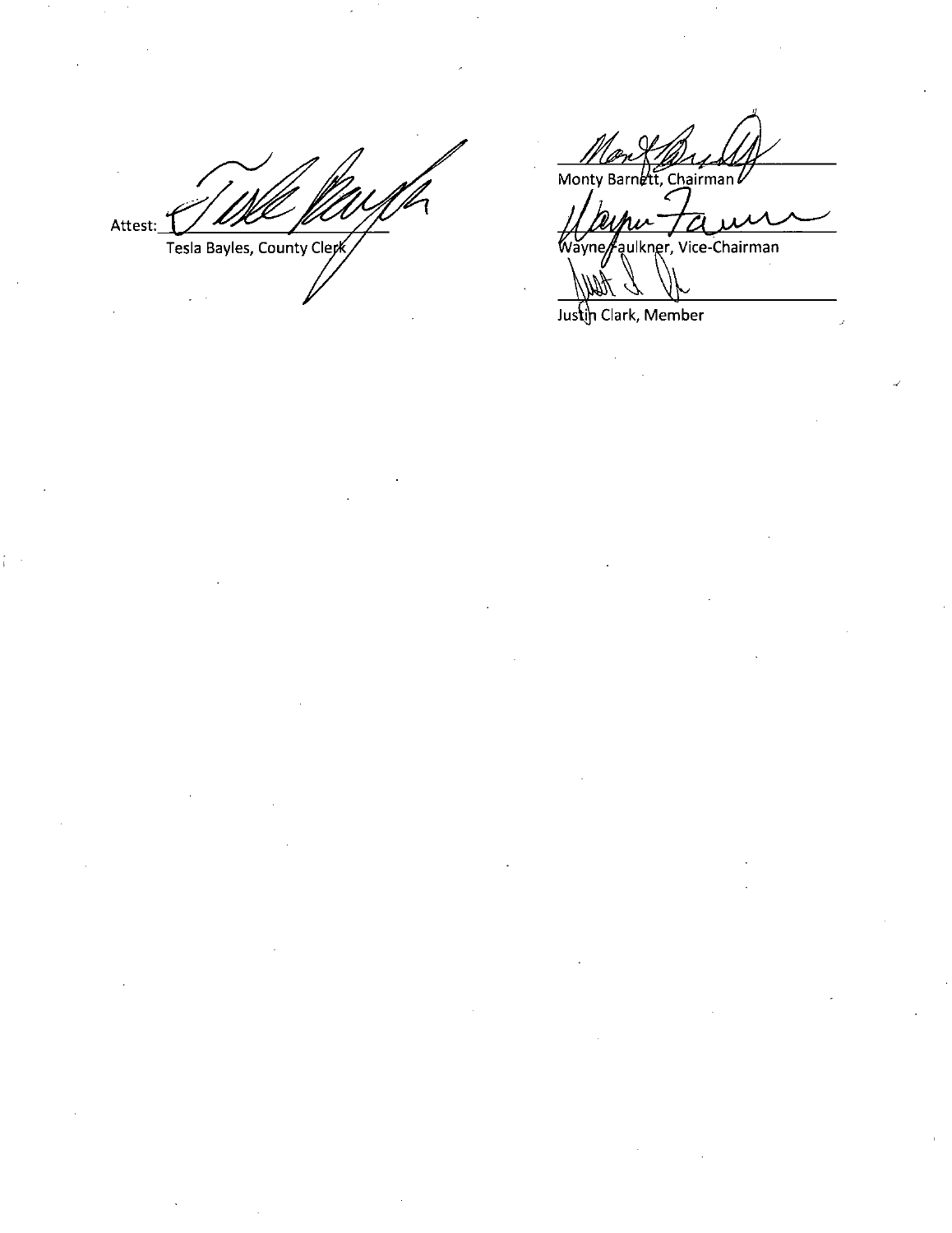Attest: ______________________
Tesla Bayles, County Clerk

______________________
Monty Barnett, Chairman

______________________
Wayne Faulkner, Vice-Chairman

______________________
Justin Clark, Member